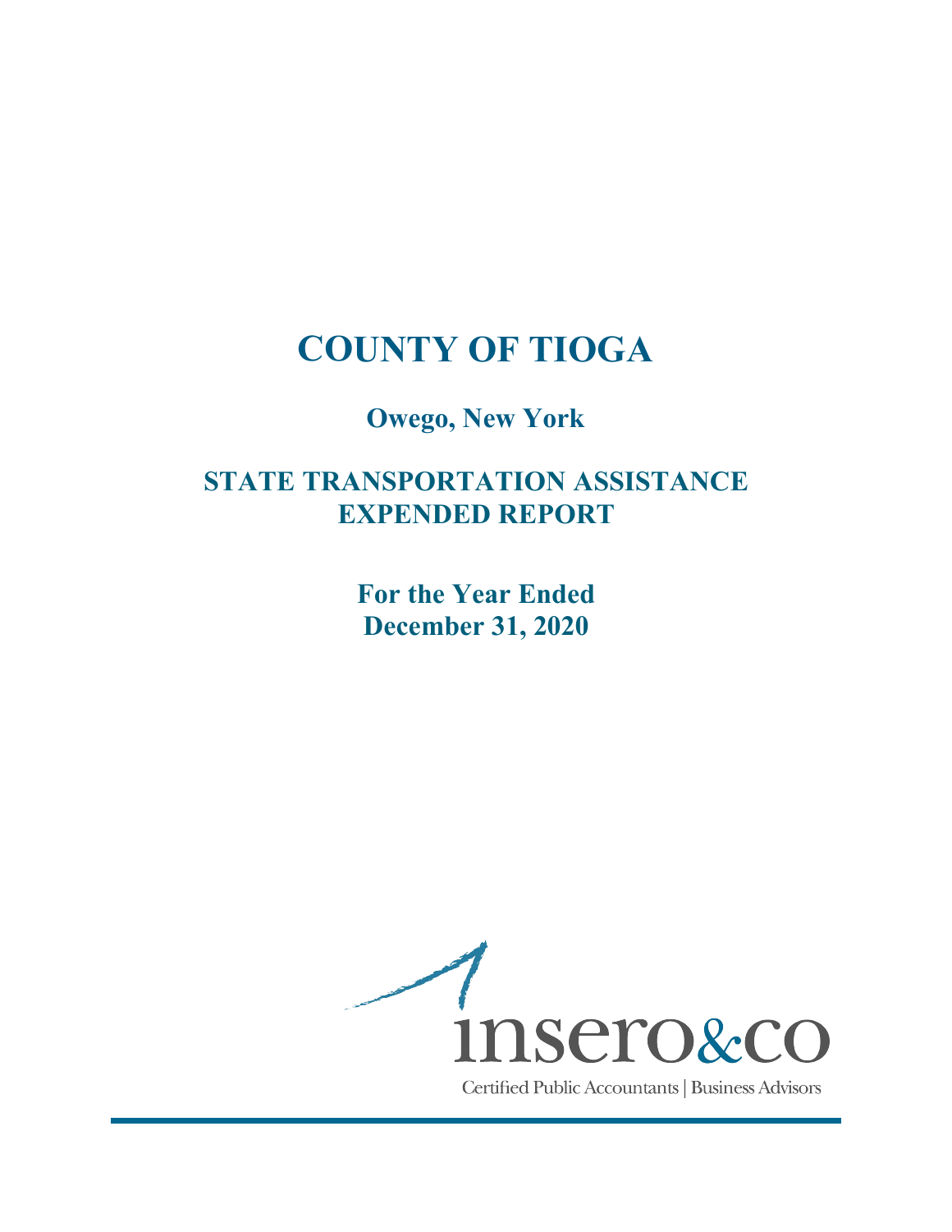# COUNTY OF TIOGA

## Owego, New York

## STATE TRANSPORTATION ASSISTANCE EXPENDED REPORT

## For the Year Ended December 31, 2020

insero&co

Certified Public Accountants | Business Advisors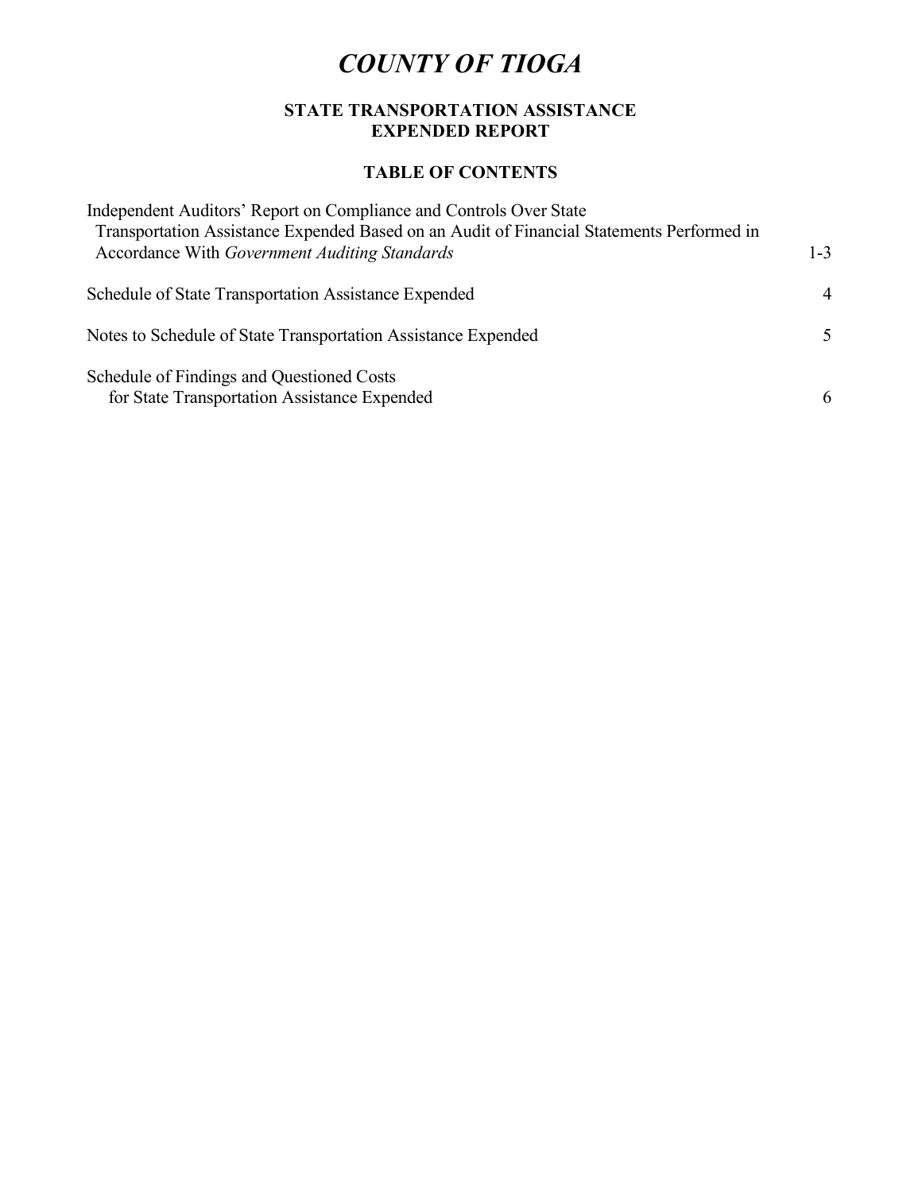# *COUNTY OF TIOGA*

## STATE TRANSPORTATION ASSISTANCE EXPENDED REPORT

### TABLE OF CONTENTS

| | |
|---|---|
| Independent Auditors' Report on Compliance and Controls Over State Transportation Assistance Expended Based on an Audit of Financial Statements Performed in Accordance With *Government Auditing Standards* | 1-3 |
| Schedule of State Transportation Assistance Expended | 4 |
| Notes to Schedule of State Transportation Assistance Expended | 5 |
| Schedule of Findings and Questioned Costs for State Transportation Assistance Expended | 6 |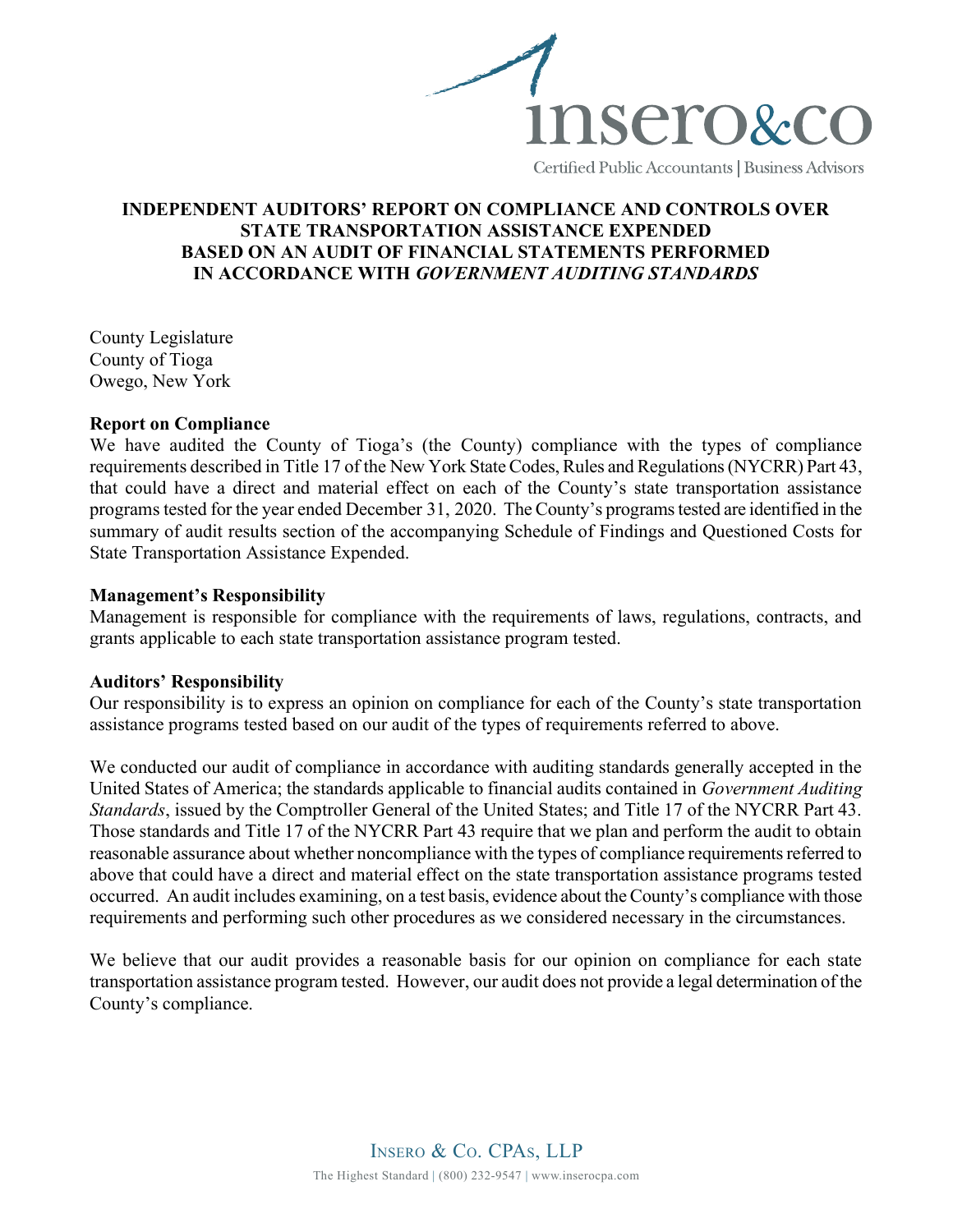## INDEPENDENT AUDITORS' REPORT ON COMPLIANCE AND CONTROLS OVER STATE TRANSPORTATION ASSISTANCE EXPENDED BASED ON AN AUDIT OF FINANCIAL STATEMENTS PERFORMED IN ACCORDANCE WITH *GOVERNMENT AUDITING STANDARDS*

County Legislature
County of Tioga
Owego, New York

**Report on Compliance**

We have audited the County of Tioga's (the County) compliance with the types of compliance requirements described in Title 17 of the New York State Codes, Rules and Regulations (NYCRR) Part 43, that could have a direct and material effect on each of the County's state transportation assistance programs tested for the year ended December 31, 2020. The County's programs tested are identified in the summary of audit results section of the accompanying Schedule of Findings and Questioned Costs for State Transportation Assistance Expended.

**Management's Responsibility**

Management is responsible for compliance with the requirements of laws, regulations, contracts, and grants applicable to each state transportation assistance program tested.

**Auditors' Responsibility**

Our responsibility is to express an opinion on compliance for each of the County's state transportation assistance programs tested based on our audit of the types of requirements referred to above.

We conducted our audit of compliance in accordance with auditing standards generally accepted in the United States of America; the standards applicable to financial audits contained in *Government Auditing Standards*, issued by the Comptroller General of the United States; and Title 17 of the NYCRR Part 43. Those standards and Title 17 of the NYCRR Part 43 require that we plan and perform the audit to obtain reasonable assurance about whether noncompliance with the types of compliance requirements referred to above that could have a direct and material effect on the state transportation assistance programs tested occurred. An audit includes examining, on a test basis, evidence about the County's compliance with those requirements and performing such other procedures as we considered necessary in the circumstances.

We believe that our audit provides a reasonable basis for our opinion on compliance for each state transportation assistance program tested. However, our audit does not provide a legal determination of the County's compliance.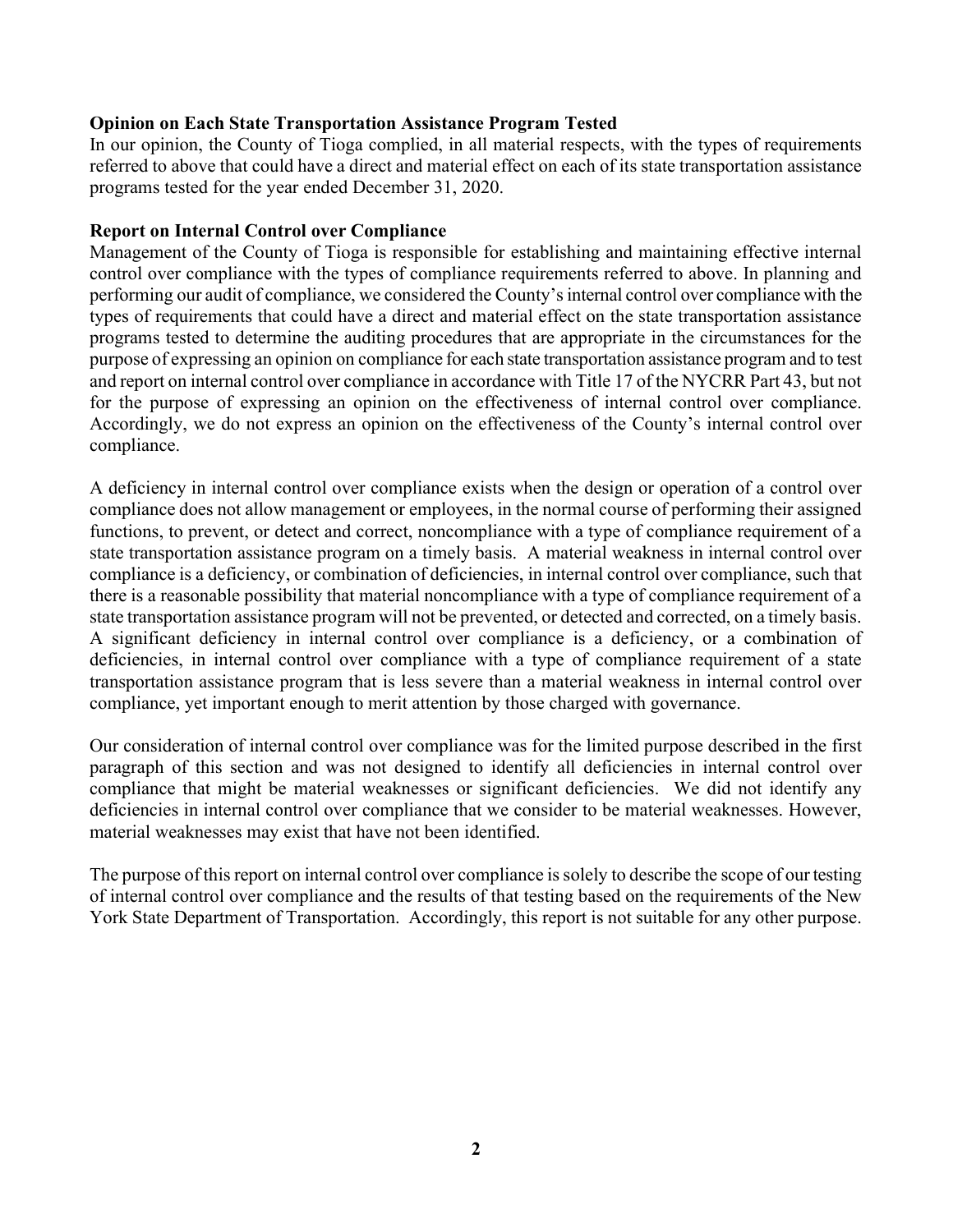**Opinion on Each State Transportation Assistance Program Tested**

In our opinion, the County of Tioga complied, in all material respects, with the types of requirements referred to above that could have a direct and material effect on each of its state transportation assistance programs tested for the year ended December 31, 2020.

**Report on Internal Control over Compliance**

Management of the County of Tioga is responsible for establishing and maintaining effective internal control over compliance with the types of compliance requirements referred to above. In planning and performing our audit of compliance, we considered the County's internal control over compliance with the types of requirements that could have a direct and material effect on the state transportation assistance programs tested to determine the auditing procedures that are appropriate in the circumstances for the purpose of expressing an opinion on compliance for each state transportation assistance program and to test and report on internal control over compliance in accordance with Title 17 of the NYCRR Part 43, but not for the purpose of expressing an opinion on the effectiveness of internal control over compliance. Accordingly, we do not express an opinion on the effectiveness of the County's internal control over compliance.

A deficiency in internal control over compliance exists when the design or operation of a control over compliance does not allow management or employees, in the normal course of performing their assigned functions, to prevent, or detect and correct, noncompliance with a type of compliance requirement of a state transportation assistance program on a timely basis. A material weakness in internal control over compliance is a deficiency, or combination of deficiencies, in internal control over compliance, such that there is a reasonable possibility that material noncompliance with a type of compliance requirement of a state transportation assistance program will not be prevented, or detected and corrected, on a timely basis. A significant deficiency in internal control over compliance is a deficiency, or a combination of deficiencies, in internal control over compliance with a type of compliance requirement of a state transportation assistance program that is less severe than a material weakness in internal control over compliance, yet important enough to merit attention by those charged with governance.

Our consideration of internal control over compliance was for the limited purpose described in the first paragraph of this section and was not designed to identify all deficiencies in internal control over compliance that might be material weaknesses or significant deficiencies. We did not identify any deficiencies in internal control over compliance that we consider to be material weaknesses. However, material weaknesses may exist that have not been identified.

The purpose of this report on internal control over compliance is solely to describe the scope of our testing of internal control over compliance and the results of that testing based on the requirements of the New York State Department of Transportation. Accordingly, this report is not suitable for any other purpose.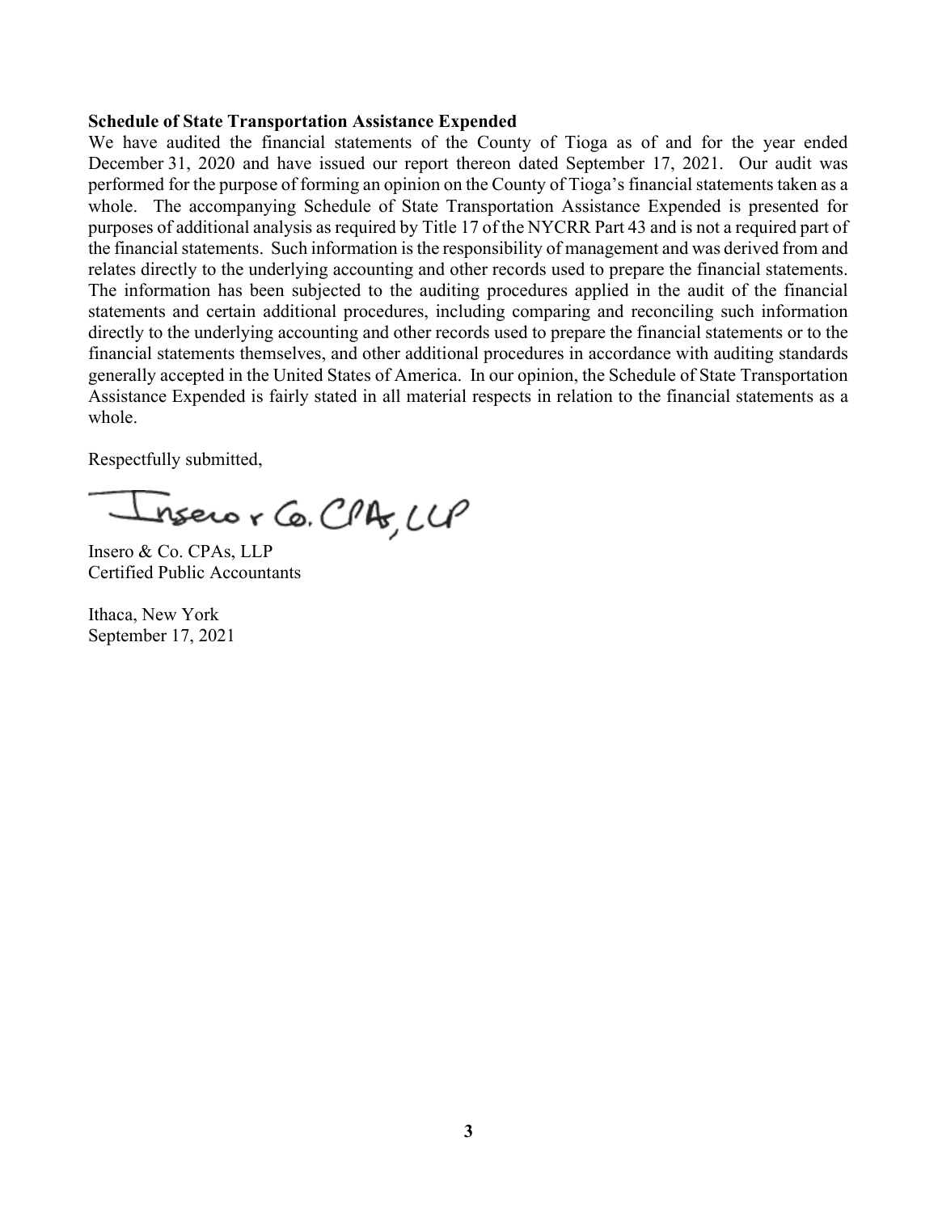**Schedule of State Transportation Assistance Expended**

We have audited the financial statements of the County of Tioga as of and for the year ended December 31, 2020 and have issued our report thereon dated September 17, 2021. Our audit was performed for the purpose of forming an opinion on the County of Tioga's financial statements taken as a whole. The accompanying Schedule of State Transportation Assistance Expended is presented for purposes of additional analysis as required by Title 17 of the NYCRR Part 43 and is not a required part of the financial statements. Such information is the responsibility of management and was derived from and relates directly to the underlying accounting and other records used to prepare the financial statements. The information has been subjected to the auditing procedures applied in the audit of the financial statements and certain additional procedures, including comparing and reconciling such information directly to the underlying accounting and other records used to prepare the financial statements or to the financial statements themselves, and other additional procedures in accordance with auditing standards generally accepted in the United States of America. In our opinion, the Schedule of State Transportation Assistance Expended is fairly stated in all material respects in relation to the financial statements as a whole.

Respectfully submitted,

Insero & Co. CPAs, LLP

Insero & Co. CPAs, LLP
Certified Public Accountants

Ithaca, New York
September 17, 2021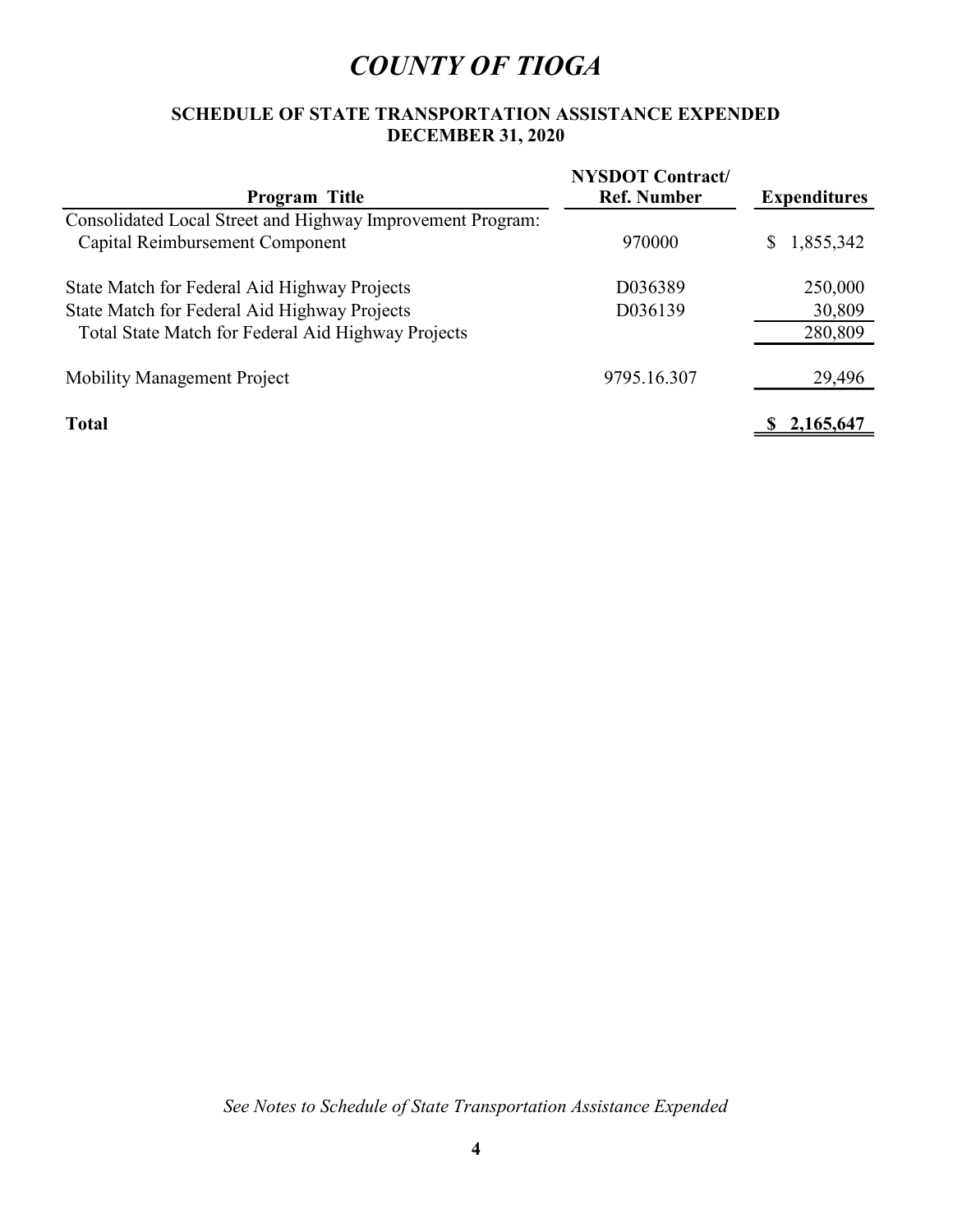# *COUNTY OF TIOGA*

**SCHEDULE OF STATE TRANSPORTATION ASSISTANCE EXPENDED**
**DECEMBER 31, 2020**

| Program Title | NYSDOT Contract/ Ref. Number | Expenditures |
|---|---|---|
| Consolidated Local Street and Highway Improvement Program: | | |
| Capital Reimbursement Component | 970000 | $ 1,855,342 |
| | | |
| State Match for Federal Aid Highway Projects | D036389 | 250,000 |
| State Match for Federal Aid Highway Projects | D036139 | 30,809 |
| Total State Match for Federal Aid Highway Projects | | 280,809 |
| | | |
| Mobility Management Project | 9795.16.307 | 29,496 |
| | | |
| **Total** | | **$ 2,165,647** |

*See Notes to Schedule of State Transportation Assistance Expended*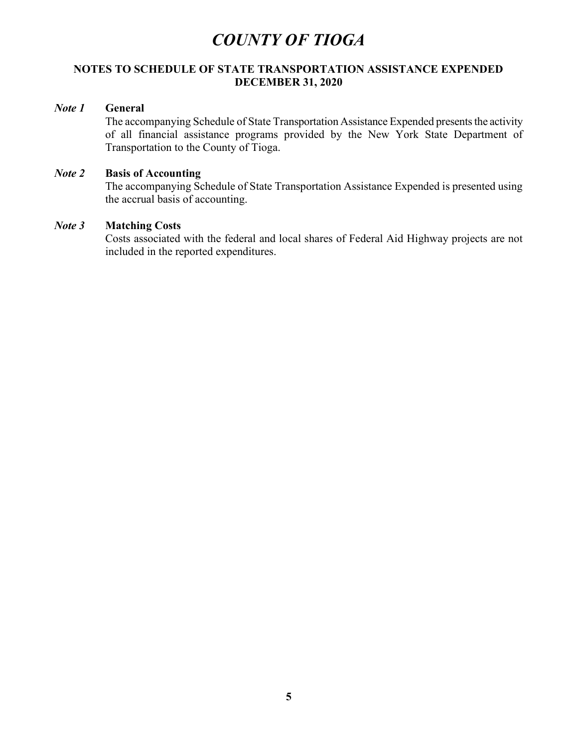# *COUNTY OF TIOGA*

## NOTES TO SCHEDULE OF STATE TRANSPORTATION ASSISTANCE EXPENDED DECEMBER 31, 2020

***Note 1*** **General**

The accompanying Schedule of State Transportation Assistance Expended presents the activity of all financial assistance programs provided by the New York State Department of Transportation to the County of Tioga.

***Note 2*** **Basis of Accounting**

The accompanying Schedule of State Transportation Assistance Expended is presented using the accrual basis of accounting.

***Note 3*** **Matching Costs**

Costs associated with the federal and local shares of Federal Aid Highway projects are not included in the reported expenditures.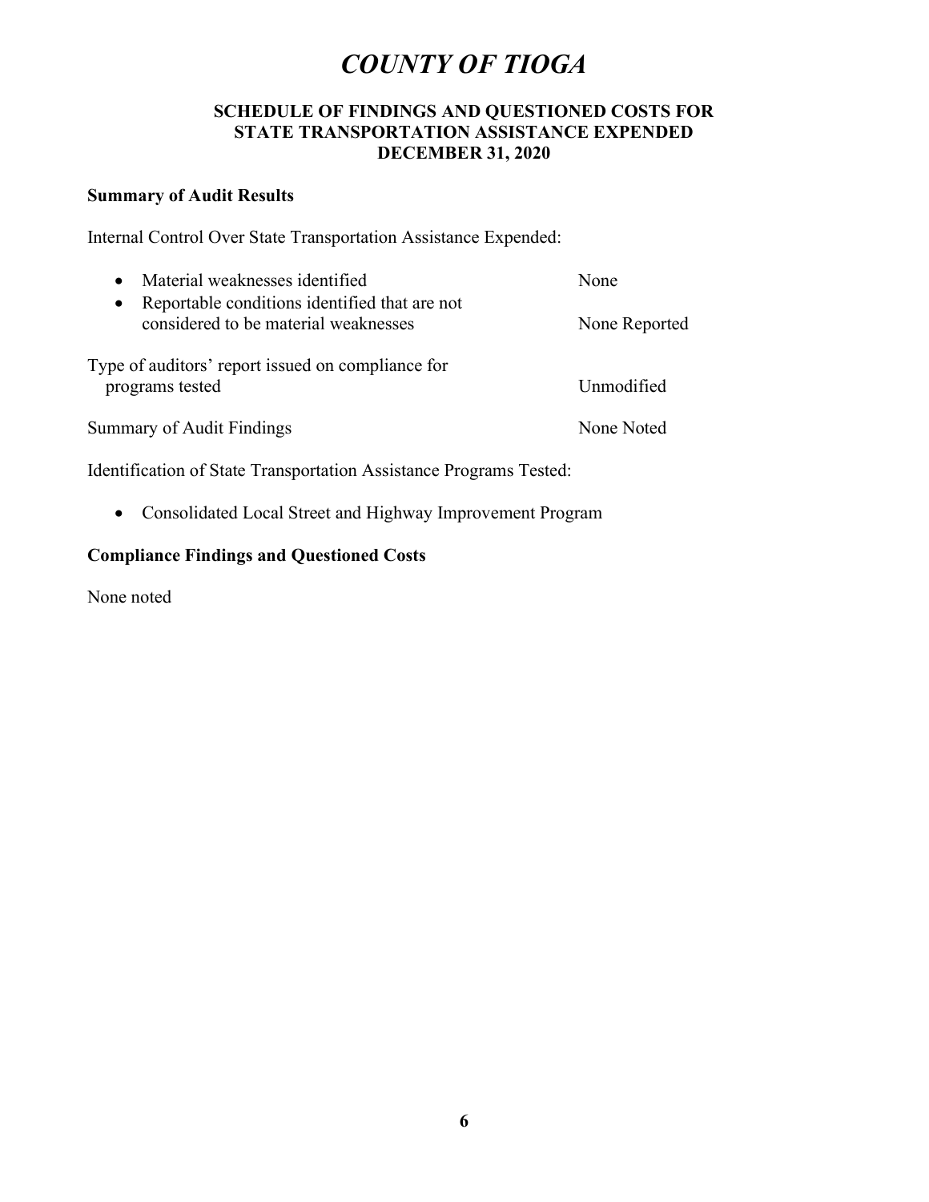# *COUNTY OF TIOGA*

**SCHEDULE OF FINDINGS AND QUESTIONED COSTS FOR STATE TRANSPORTATION ASSISTANCE EXPENDED DECEMBER 31, 2020**

**Summary of Audit Results**

Internal Control Over State Transportation Assistance Expended:

| | |
|---|---|
| • Material weaknesses identified | None |
| • Reportable conditions identified that are not considered to be material weaknesses | None Reported |
| Type of auditors' report issued on compliance for programs tested | Unmodified |
| Summary of Audit Findings | None Noted |

Identification of State Transportation Assistance Programs Tested:

- Consolidated Local Street and Highway Improvement Program

**Compliance Findings and Questioned Costs**

None noted